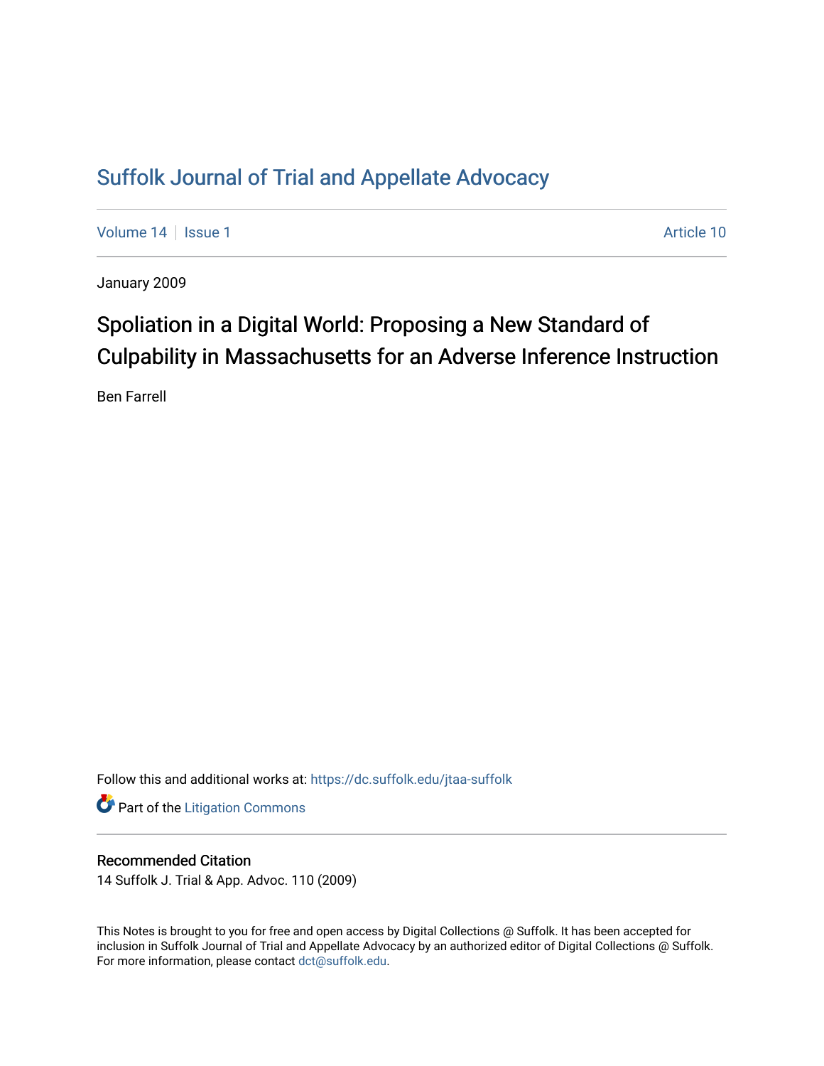# Suffolk Journal of Trial and Appellate Advocacy

Volume 14 | Issue 1 Article 10

January 2009

## Spoliation in a Digital World: Proposing a New Standard of Culpability in Massachusetts for an Adverse Inference Instruction

Ben Farrell

Follow this and additional works at: https://dc.suffolk.edu/jtaa-suffolk

Part of the Litigation Commons

### Recommended Citation

14 Suffolk J. Trial & App. Advoc. 110 (2009)

This Notes is brought to you for free and open access by Digital Collections @ Suffolk. It has been accepted for inclusion in Suffolk Journal of Trial and Appellate Advocacy by an authorized editor of Digital Collections @ Suffolk. For more information, please contact dct@suffolk.edu.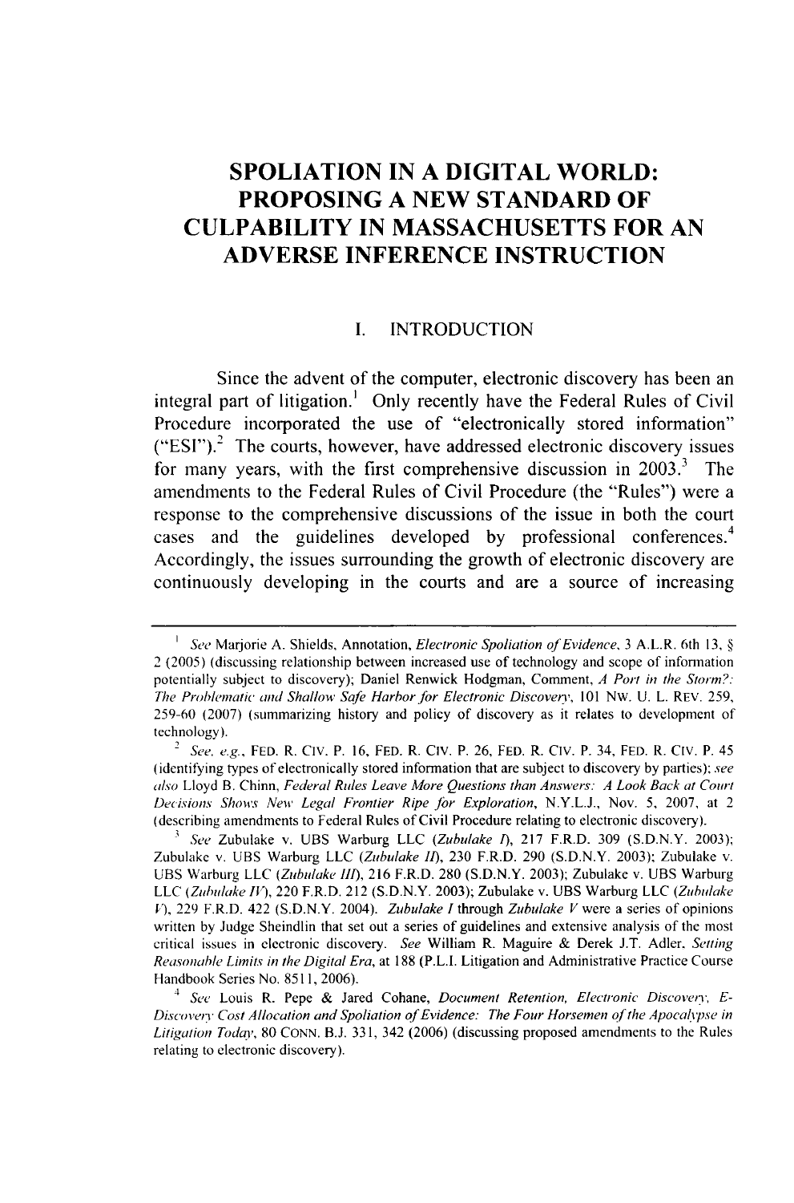# SPOLIATION IN A DIGITAL WORLD: PROPOSING A NEW STANDARD OF CULPABILITY IN MASSACHUSETTS FOR AN ADVERSE INFERENCE INSTRUCTION

## I. INTRODUCTION

Since the advent of the computer, electronic discovery has been an integral part of litigation.[1] Only recently have the Federal Rules of Civil Procedure incorporated the use of "electronically stored information" ("ESI").[2] The courts, however, have addressed electronic discovery issues for many years, with the first comprehensive discussion in 2003.[3] The amendments to the Federal Rules of Civil Procedure (the "Rules") were a response to the comprehensive discussions of the issue in both the court cases and the guidelines developed by professional conferences.[4] Accordingly, the issues surrounding the growth of electronic discovery are continuously developing in the courts and are a source of increasing

---

[1] *See* Marjorie A. Shields, Annotation, *Electronic Spoliation of Evidence*, 3 A.L.R. 6th 13, § 2 (2005) (discussing relationship between increased use of technology and scope of information potentially subject to discovery); Daniel Renwick Hodgman, Comment, *A Port in the Storm?: The Problematic and Shallow Safe Harbor for Electronic Discovery*, 101 NW. U. L. REV. 259, 259-60 (2007) (summarizing history and policy of discovery as it relates to development of technology).

[2] *See, e.g.*, FED. R. CIV. P. 16, FED. R. CIV. P. 26, FED. R. CIV. P. 34, FED. R. CIV. P. 45 (identifying types of electronically stored information that are subject to discovery by parties); *see also* Lloyd B. Chinn, *Federal Rules Leave More Questions than Answers: A Look Back at Court Decisions Shows New Legal Frontier Ripe for Exploration*, N.Y.L.J., Nov. 5, 2007, at 2 (describing amendments to Federal Rules of Civil Procedure relating to electronic discovery).

[3] *See* Zubulake v. UBS Warburg LLC (*Zubulake I*), 217 F.R.D. 309 (S.D.N.Y. 2003); Zubulake v. UBS Warburg LLC (*Zubulake II*), 230 F.R.D. 290 (S.D.N.Y. 2003); Zubulake v. UBS Warburg LLC (*Zubulake III*), 216 F.R.D. 280 (S.D.N.Y. 2003); Zubulake v. UBS Warburg LLC (*Zubulake IV*), 220 F.R.D. 212 (S.D.N.Y. 2003); Zubulake v. UBS Warburg LLC (*Zubulake V*), 229 F.R.D. 422 (S.D.N.Y. 2004). *Zubulake I* through *Zubulake V* were a series of opinions written by Judge Sheindlin that set out a series of guidelines and extensive analysis of the most critical issues in electronic discovery. *See* William R. Maguire & Derek J.T. Adler, *Setting Reasonable Limits in the Digital Era*, at 188 (P.L.I. Litigation and Administrative Practice Course Handbook Series No. 8511, 2006).

[4] *See* Louis R. Pepe & Jared Cohane, *Document Retention, Electronic Discovery, E-Discovery Cost Allocation and Spoliation of Evidence: The Four Horsemen of the Apocalypse in Litigation Today*, 80 CONN. B.J. 331, 342 (2006) (discussing proposed amendments to the Rules relating to electronic discovery).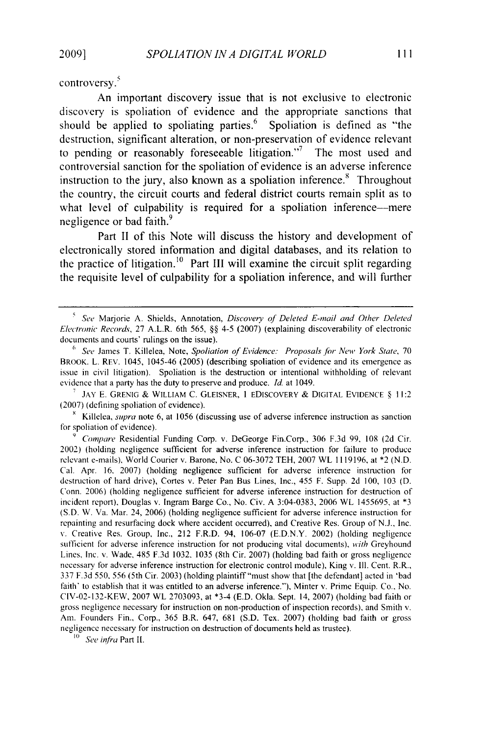controversy.[5]

An important discovery issue that is not exclusive to electronic discovery is spoliation of evidence and the appropriate sanctions that should be applied to spoliating parties.[6] Spoliation is defined as "the destruction, significant alteration, or non-preservation of evidence relevant to pending or reasonably foreseeable litigation."[7] The most used and controversial sanction for the spoliation of evidence is an adverse inference instruction to the jury, also known as a spoliation inference.[8] Throughout the country, the circuit courts and federal district courts remain split as to what level of culpability is required for a spoliation inference—mere negligence or bad faith.[9]

Part II of this Note will discuss the history and development of electronically stored information and digital databases, and its relation to the practice of litigation.[10] Part III will examine the circuit split regarding the requisite level of culpability for a spoliation inference, and will further

---

[5] *See* Marjorie A. Shields, Annotation, *Discovery of Deleted E-mail and Other Deleted Electronic Records*, 27 A.L.R. 6th 565, §§ 4-5 (2007) (explaining discoverability of electronic documents and courts' rulings on the issue).

[6] *See* James T. Killelea, Note, *Spoliation of Evidence: Proposals for New York State*, 70 BROOK. L. REV. 1045, 1045-46 (2005) (describing spoliation of evidence and its emergence as issue in civil litigation). Spoliation is the destruction or intentional withholding of relevant evidence that a party has the duty to preserve and produce. *Id.* at 1049.

[7] JAY E. GRENIG & WILLIAM C. GLEISNER, 1 EDISCOVERY & DIGITAL EVIDENCE § 11:2 (2007) (defining spoliation of evidence).

[8] Killelea, *supra* note 6, at 1056 (discussing use of adverse inference instruction as sanction for spoliation of evidence).

[9] *Compare* Residential Funding Corp. v. DeGeorge Fin.Corp., 306 F.3d 99, 108 (2d Cir. 2002) (holding negligence sufficient for adverse inference instruction for failure to produce relevant e-mails), World Courier v. Barone, No. C 06-3072 TEH, 2007 WL 1119196, at *2 (N.D. Cal. Apr. 16, 2007) (holding negligence sufficient for adverse inference instruction for destruction of hard drive), Cortes v. Peter Pan Bus Lines, Inc., 455 F. Supp. 2d 100, 103 (D. Conn. 2006) (holding negligence sufficient for adverse inference instruction for destruction of incident report), Douglas v. Ingram Barge Co., No. Civ. A 3:04-0383, 2006 WL 1455695, at *3 (S.D. W. Va. Mar. 24, 2006) (holding negligence sufficient for adverse inference instruction for repainting and resurfacing dock where accident occurred), and Creative Res. Group of N.J., Inc. v. Creative Res. Group, Inc., 212 F.R.D. 94, 106-07 (E.D.N.Y. 2002) (holding negligence sufficient for adverse inference instruction for not producing vital documents), *with* Greyhound Lines, Inc. v. Wade, 485 F.3d 1032, 1035 (8th Cir. 2007) (holding bad faith or gross negligence necessary for adverse inference instruction for electronic control module), King v. Ill. Cent. R.R., 337 F.3d 550, 556 (5th Cir. 2003) (holding plaintiff "must show that [the defendant] acted in 'bad faith' to establish that it was entitled to an adverse inference."), Minter v. Prime Equip. Co., No. CIV-02-132-KEW, 2007 WL 2703093, at *3-4 (E.D. Okla. Sept. 14, 2007) (holding bad faith or gross negligence necessary for instruction on non-production of inspection records), and Smith v. Am. Founders Fin., Corp., 365 B.R. 647, 681 (S.D. Tex. 2007) (holding bad faith or gross negligence necessary for instruction on destruction of documents held as trustee).

[10] *See infra* Part II.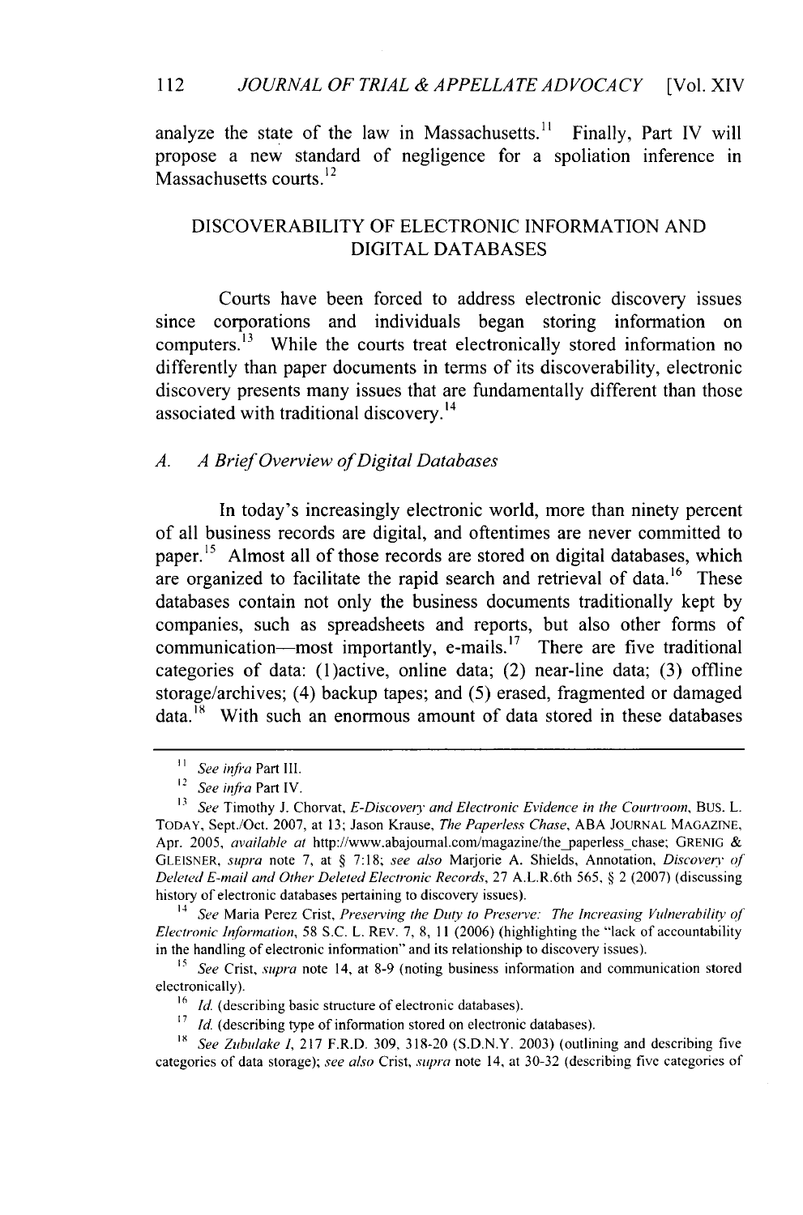analyze the state of the law in Massachusetts.[11] Finally, Part IV will propose a new standard of negligence for a spoliation inference in Massachusetts courts.[12]

## DISCOVERABILITY OF ELECTRONIC INFORMATION AND DIGITAL DATABASES

Courts have been forced to address electronic discovery issues since corporations and individuals began storing information on computers.[13] While the courts treat electronically stored information no differently than paper documents in terms of its discoverability, electronic discovery presents many issues that are fundamentally different than those associated with traditional discovery.[14]

### *A. A Brief Overview of Digital Databases*

In today's increasingly electronic world, more than ninety percent of all business records are digital, and oftentimes are never committed to paper.[15] Almost all of those records are stored on digital databases, which are organized to facilitate the rapid search and retrieval of data.[16] These databases contain not only the business documents traditionally kept by companies, such as spreadsheets and reports, but also other forms of communication—most importantly, e-mails.[17] There are five traditional categories of data: (1)active, online data; (2) near-line data; (3) offline storage/archives; (4) backup tapes; and (5) erased, fragmented or damaged data.[18] With such an enormous amount of data stored in these databases

---

[11] *See infra* Part III.

[12] *See infra* Part IV.

[13] *See* Timothy J. Chorvat, *E-Discovery and Electronic Evidence in the Courtroom*, BUS. L. TODAY, Sept./Oct. 2007, at 13; Jason Krause, *The Paperless Chase*, ABA JOURNAL MAGAZINE, Apr. 2005, *available at* http://www.abajournal.com/magazine/the_paperless_chase; GRENIG & GLEISNER, *supra* note 7, at § 7:18; *see also* Marjorie A. Shields, Annotation, *Discovery of Deleted E-mail and Other Deleted Electronic Records*, 27 A.L.R.6th 565, § 2 (2007) (discussing history of electronic databases pertaining to discovery issues).

[14] *See* Maria Perez Crist, *Preserving the Duty to Preserve: The Increasing Vulnerability of Electronic Information*, 58 S.C. L. REV. 7, 8, 11 (2006) (highlighting the "lack of accountability in the handling of electronic information" and its relationship to discovery issues).

[15] *See* Crist, *supra* note 14, at 8-9 (noting business information and communication stored electronically).

[16] *Id.* (describing basic structure of electronic databases).

[17] *Id.* (describing type of information stored on electronic databases).

[18] *See Zubulake I*, 217 F.R.D. 309, 318-20 (S.D.N.Y. 2003) (outlining and describing five categories of data storage); *see also* Crist, *supra* note 14, at 30-32 (describing five categories of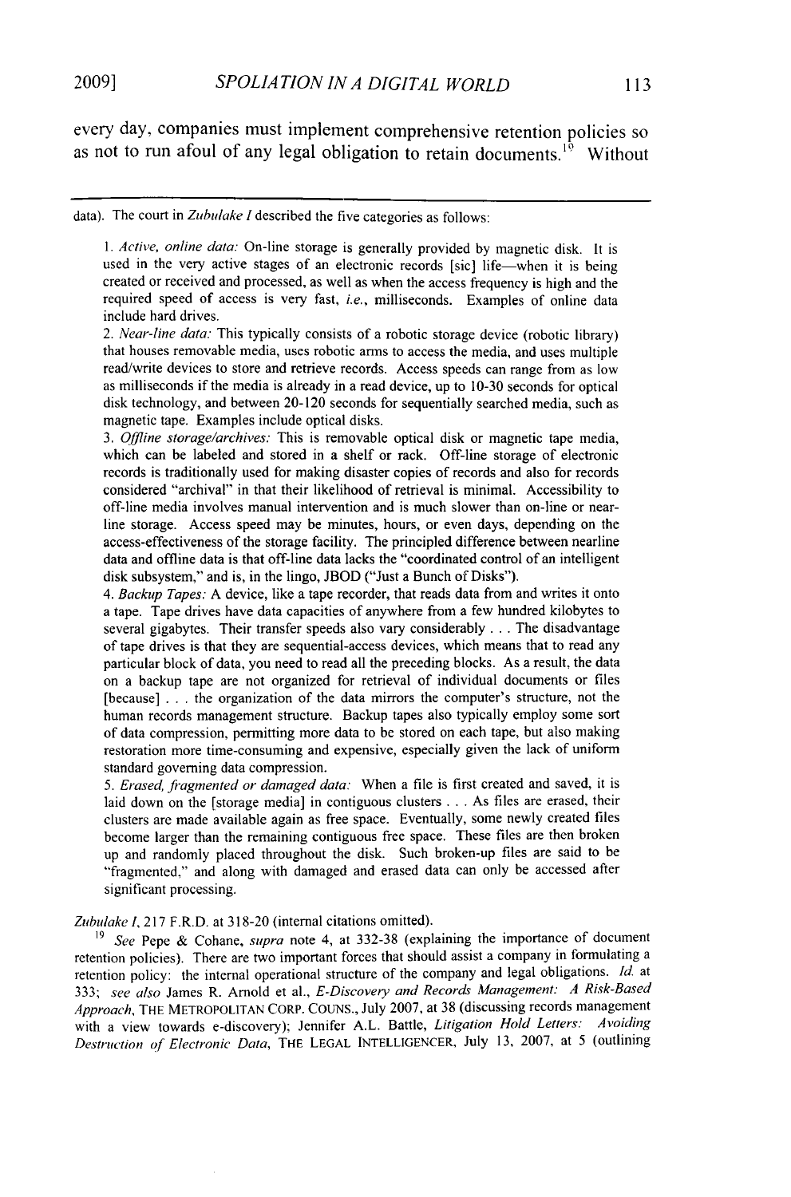every day, companies must implement comprehensive retention policies so as not to run afoul of any legal obligation to retain documents.[19] Without

---

data). The court in *Zubulake I* described the five categories as follows:

> 1. *Active, online data:* On-line storage is generally provided by magnetic disk. It is used in the very active stages of an electronic records [sic] life—when it is being created or received and processed, as well as when the access frequency is high and the required speed of access is very fast, *i.e.*, milliseconds. Examples of online data include hard drives.
>
> 2. *Near-line data:* This typically consists of a robotic storage device (robotic library) that houses removable media, uses robotic arms to access the media, and uses multiple read/write devices to store and retrieve records. Access speeds can range from as low as milliseconds if the media is already in a read device, up to 10-30 seconds for optical disk technology, and between 20-120 seconds for sequentially searched media, such as magnetic tape. Examples include optical disks.
>
> 3. *Offline storage/archives:* This is removable optical disk or magnetic tape media, which can be labeled and stored in a shelf or rack. Off-line storage of electronic records is traditionally used for making disaster copies of records and also for records considered "archival" in that their likelihood of retrieval is minimal. Accessibility to off-line media involves manual intervention and is much slower than on-line or near-line storage. Access speed may be minutes, hours, or even days, depending on the access-effectiveness of the storage facility. The principled difference between nearline data and offline data is that off-line data lacks the "coordinated control of an intelligent disk subsystem," and is, in the lingo, JBOD ("Just a Bunch of Disks").
>
> 4. *Backup Tapes:* A device, like a tape recorder, that reads data from and writes it onto a tape. Tape drives have data capacities of anywhere from a few hundred kilobytes to several gigabytes. Their transfer speeds also vary considerably . . . The disadvantage of tape drives is that they are sequential-access devices, which means that to read any particular block of data, you need to read all the preceding blocks. As a result, the data on a backup tape are not organized for retrieval of individual documents or files [because] . . . the organization of the data mirrors the computer's structure, not the human records management structure. Backup tapes also typically employ some sort of data compression, permitting more data to be stored on each tape, but also making restoration more time-consuming and expensive, especially given the lack of uniform standard governing data compression.
>
> 5. *Erased, fragmented or damaged data:* When a file is first created and saved, it is laid down on the [storage media] in contiguous clusters . . . As files are erased, their clusters are made available again as free space. Eventually, some newly created files become larger than the remaining contiguous free space. These files are then broken up and randomly placed throughout the disk. Such broken-up files are said to be "fragmented," and along with damaged and erased data can only be accessed after significant processing.

*Zubulake I*, 217 F.R.D. at 318-20 (internal citations omitted).

[19] *See* Pepe & Cohane, *supra* note 4, at 332-38 (explaining the importance of document retention policies). There are two important forces that should assist a company in formulating a retention policy: the internal operational structure of the company and legal obligations. *Id.* at 333; *see also* James R. Arnold et al., *E-Discovery and Records Management: A Risk-Based Approach*, THE METROPOLITAN CORP. COUNS., July 2007, at 38 (discussing records management with a view towards e-discovery); Jennifer A.L. Battle, *Litigation Hold Letters: Avoiding Destruction of Electronic Data*, THE LEGAL INTELLIGENCER, July 13, 2007, at 5 (outlining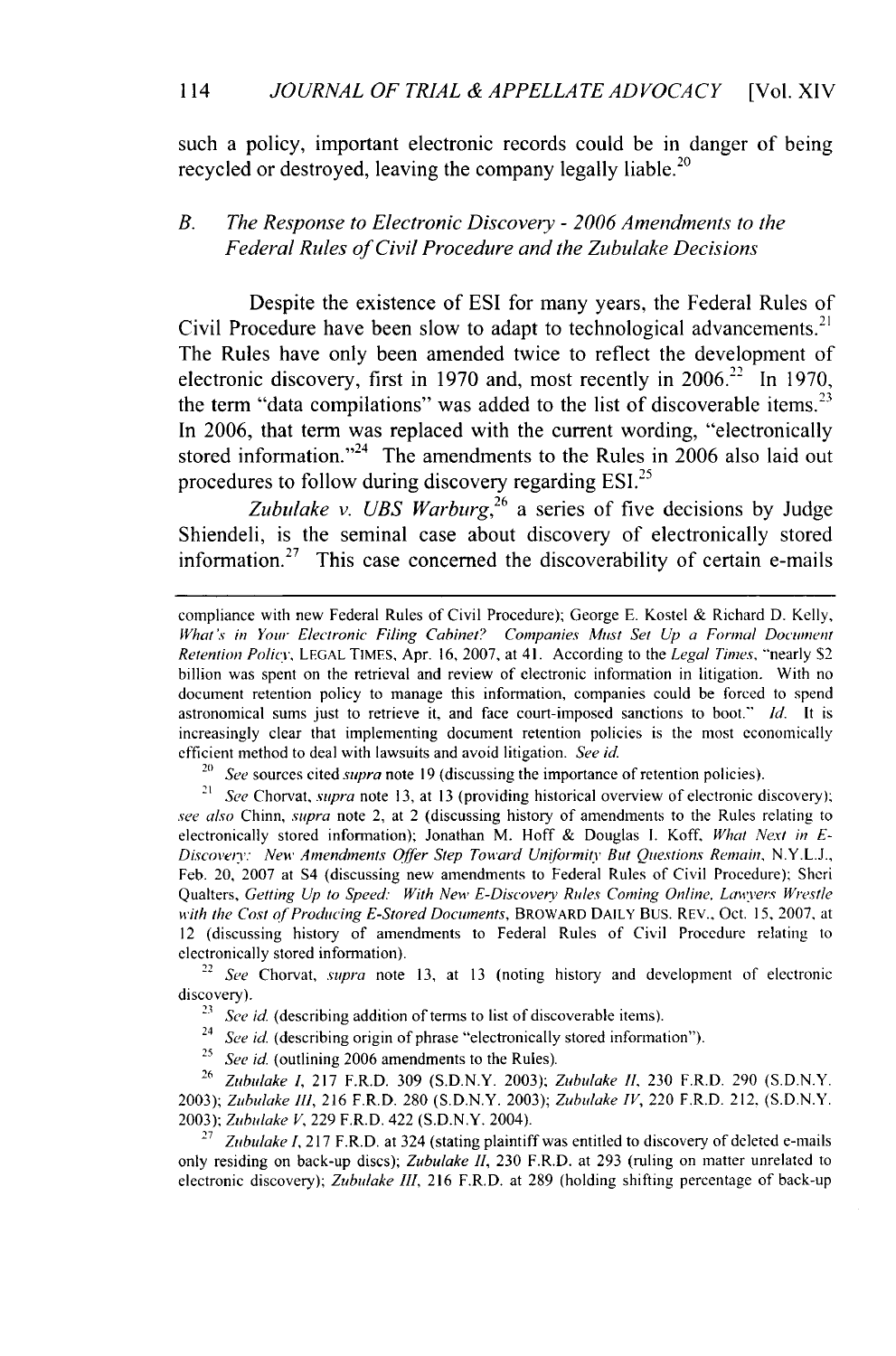such a policy, important electronic records could be in danger of being recycled or destroyed, leaving the company legally liable.[20]

### *B. The Response to Electronic Discovery - 2006 Amendments to the Federal Rules of Civil Procedure and the Zubulake Decisions*

Despite the existence of ESI for many years, the Federal Rules of Civil Procedure have been slow to adapt to technological advancements.[21] The Rules have only been amended twice to reflect the development of electronic discovery, first in 1970 and, most recently in 2006.[22] In 1970, the term "data compilations" was added to the list of discoverable items.[23] In 2006, that term was replaced with the current wording, "electronically stored information."[24] The amendments to the Rules in 2006 also laid out procedures to follow during discovery regarding ESI.[25]

*Zubulake v. UBS Warburg*,[26] a series of five decisions by Judge Shiendeli, is the seminal case about discovery of electronically stored information.[27] This case concerned the discoverability of certain e-mails

---

compliance with new Federal Rules of Civil Procedure); George E. Kostel & Richard D. Kelly, *What's in Your Electronic Filing Cabinet? Companies Must Set Up a Formal Document Retention Policy*, LEGAL TIMES, Apr. 16, 2007, at 41. According to the *Legal Times*, "nearly $2 billion was spent on the retrieval and review of electronic information in litigation. With no document retention policy to manage this information, companies could be forced to spend astronomical sums just to retrieve it, and face court-imposed sanctions to boot." *Id.* It is increasingly clear that implementing document retention policies is the most economically efficient method to deal with lawsuits and avoid litigation. *See id.*

[20] *See* sources cited *supra* note 19 (discussing the importance of retention policies).

[21] *See* Chorvat, *supra* note 13, at 13 (providing historical overview of electronic discovery); *see also* Chinn, *supra* note 2, at 2 (discussing history of amendments to the Rules relating to electronically stored information); Jonathan M. Hoff & Douglas I. Koff, *What Next in E-Discovery: New Amendments Offer Step Toward Uniformity But Questions Remain*, N.Y.L.J., Feb. 20, 2007 at S4 (discussing new amendments to Federal Rules of Civil Procedure); Sheri Qualters, *Getting Up to Speed: With New E-Discovery Rules Coming Online, Lawyers Wrestle with the Cost of Producing E-Stored Documents*, BROWARD DAILY BUS. REV., Oct. 15, 2007, at 12 (discussing history of amendments to Federal Rules of Civil Procedure relating to electronically stored information).

[22] *See* Chorvat, *supra* note 13, at 13 (noting history and development of electronic discovery).

[23] *See id.* (describing addition of terms to list of discoverable items).

[24] *See id.* (describing origin of phrase "electronically stored information").

[25] *See id.* (outlining 2006 amendments to the Rules).

[26] *Zubulake I*, 217 F.R.D. 309 (S.D.N.Y. 2003); *Zubulake II*, 230 F.R.D. 290 (S.D.N.Y. 2003); *Zubulake III*, 216 F.R.D. 280 (S.D.N.Y. 2003); *Zubulake IV*, 220 F.R.D. 212, (S.D.N.Y. 2003); *Zubulake V*, 229 F.R.D. 422 (S.D.N.Y. 2004).

[27] *Zubulake I*, 217 F.R.D. at 324 (stating plaintiff was entitled to discovery of deleted e-mails only residing on back-up discs); *Zubulake II*, 230 F.R.D. at 293 (ruling on matter unrelated to electronic discovery); *Zubulake III*, 216 F.R.D. at 289 (holding shifting percentage of back-up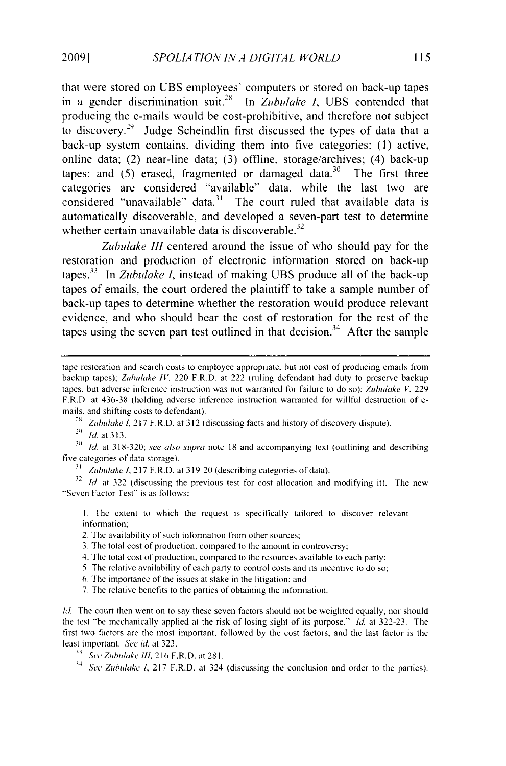that were stored on UBS employees' computers or stored on back-up tapes in a gender discrimination suit.[28] In *Zubulake I*, UBS contended that producing the e-mails would be cost-prohibitive, and therefore not subject to discovery.[29] Judge Scheindlin first discussed the types of data that a back-up system contains, dividing them into five categories: (1) active, online data; (2) near-line data; (3) offline, storage/archives; (4) back-up tapes; and (5) erased, fragmented or damaged data.[30] The first three categories are considered "available" data, while the last two are considered "unavailable" data.[31] The court ruled that available data is automatically discoverable, and developed a seven-part test to determine whether certain unavailable data is discoverable.[32]

*Zubulake III* centered around the issue of who should pay for the restoration and production of electronic information stored on back-up tapes.[33] In *Zubulake I*, instead of making UBS produce all of the back-up tapes of emails, the court ordered the plaintiff to take a sample number of back-up tapes to determine whether the restoration would produce relevant evidence, and who should bear the cost of restoration for the rest of the tapes using the seven part test outlined in that decision.[34] After the sample

---

tape restoration and search costs to employee appropriate, but not cost of producing emails from backup tapes); *Zubulake IV*, 220 F.R.D. at 222 (ruling defendant had duty to preserve backup tapes, but adverse inference instruction was not warranted for failure to do so); *Zubulake V*, 229 F.R.D. at 436-38 (holding adverse inference instruction warranted for willful destruction of e-mails, and shifting costs to defendant).

[28] *Zubulake I*, 217 F.R.D. at 312 (discussing facts and history of discovery dispute).

[29] *Id.* at 313.

[30] *Id.* at 318-320; *see also supra* note 18 and accompanying text (outlining and describing five categories of data storage).

[31] *Zubulake I*, 217 F.R.D. at 319-20 (describing categories of data).

[32] *Id.* at 322 (discussing the previous test for cost allocation and modifying it). The new "Seven Factor Test" is as follows:

> 1. The extent to which the request is specifically tailored to discover relevant information;
> 2. The availability of such information from other sources;
> 3. The total cost of production, compared to the amount in controversy;
> 4. The total cost of production, compared to the resources available to each party;
> 5. The relative availability of each party to control costs and its incentive to do so;
> 6. The importance of the issues at stake in the litigation; and
> 7. The relative benefits to the parties of obtaining the information.

*Id.* The court then went on to say these seven factors should not be weighted equally, nor should the test "be mechanically applied at the risk of losing sight of its purpose." *Id.* at 322-23. The first two factors are the most important, followed by the cost factors, and the last factor is the least important. *See id.* at 323.

[33] *See Zubulake III*, 216 F.R.D. at 281.

[34] *See Zubulake I*, 217 F.R.D. at 324 (discussing the conclusion and order to the parties).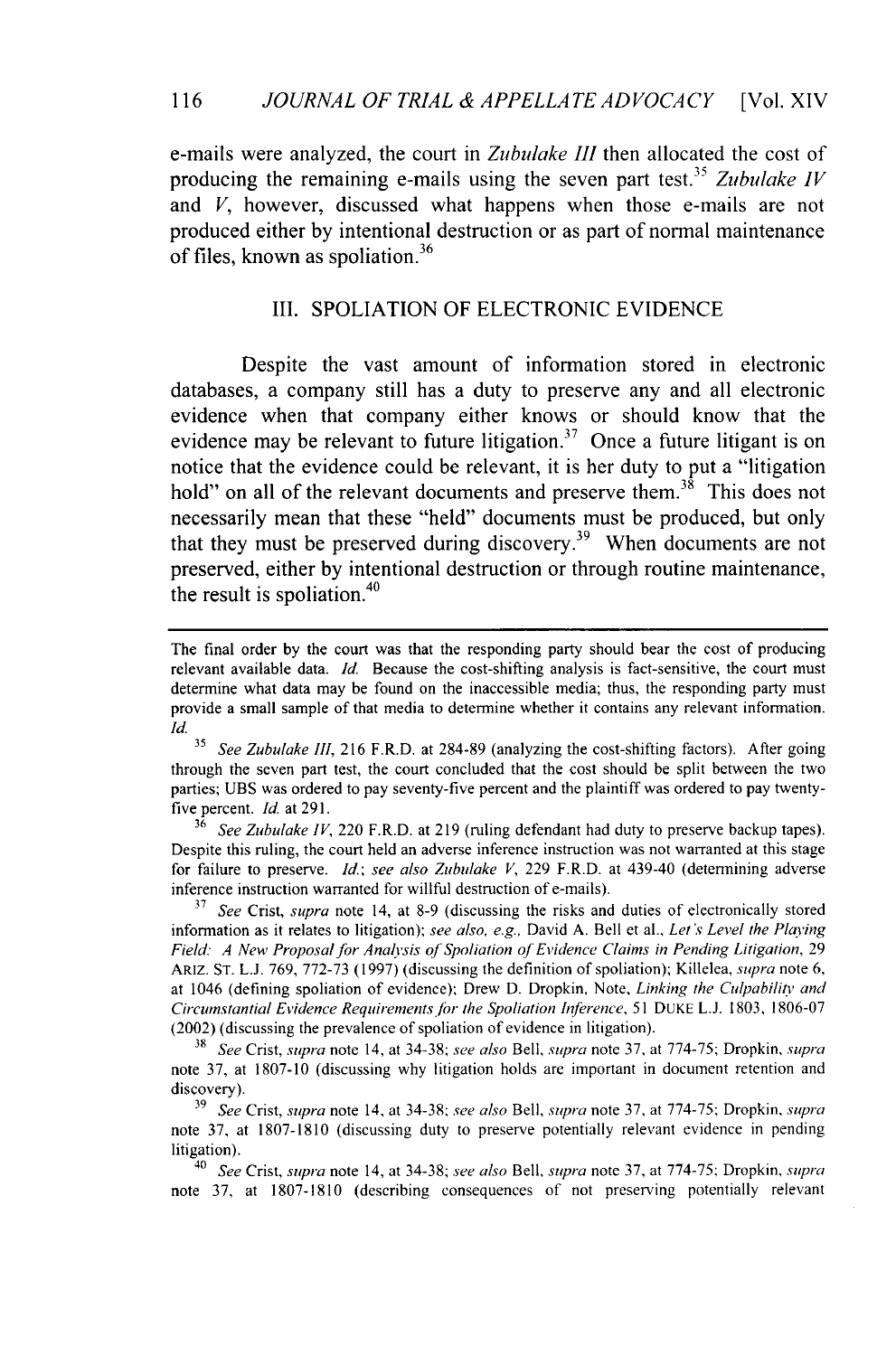e-mails were analyzed, the court in *Zubulake III* then allocated the cost of producing the remaining e-mails using the seven part test.[35] *Zubulake IV* and *V*, however, discussed what happens when those e-mails are not produced either by intentional destruction or as part of normal maintenance of files, known as spoliation.[36]

## III. SPOLIATION OF ELECTRONIC EVIDENCE

Despite the vast amount of information stored in electronic databases, a company still has a duty to preserve any and all electronic evidence when that company either knows or should know that the evidence may be relevant to future litigation.[37] Once a future litigant is on notice that the evidence could be relevant, it is her duty to put a "litigation hold" on all of the relevant documents and preserve them.[38] This does not necessarily mean that these "held" documents must be produced, but only that they must be preserved during discovery.[39] When documents are not preserved, either by intentional destruction or through routine maintenance, the result is spoliation.[40]

---

The final order by the court was that the responding party should bear the cost of producing relevant available data. *Id.* Because the cost-shifting analysis is fact-sensitive, the court must determine what data may be found on the inaccessible media; thus, the responding party must provide a small sample of that media to determine whether it contains any relevant information. *Id.*

[35] *See Zubulake III*, 216 F.R.D. at 284-89 (analyzing the cost-shifting factors). After going through the seven part test, the court concluded that the cost should be split between the two parties; UBS was ordered to pay seventy-five percent and the plaintiff was ordered to pay twenty-five percent. *Id.* at 291.

[36] *See Zubulake IV*, 220 F.R.D. at 219 (ruling defendant had duty to preserve backup tapes). Despite this ruling, the court held an adverse inference instruction was not warranted at this stage for failure to preserve. *Id.*; *see also Zubulake V*, 229 F.R.D. at 439-40 (determining adverse inference instruction warranted for willful destruction of e-mails).

[37] *See* Crist, *supra* note 14, at 8-9 (discussing the risks and duties of electronically stored information as it relates to litigation); *see also, e.g.*, David A. Bell et al., *Let's Level the Playing Field: A New Proposal for Analysis of Spoliation of Evidence Claims in Pending Litigation*, 29 ARIZ. ST. L.J. 769, 772-73 (1997) (discussing the definition of spoliation); Killelea, *supra* note 6, at 1046 (defining spoliation of evidence); Drew D. Dropkin, Note, *Linking the Culpability and Circumstantial Evidence Requirements for the Spoliation Inference*, 51 DUKE L.J. 1803, 1806-07 (2002) (discussing the prevalence of spoliation of evidence in litigation).

[38] *See* Crist, *supra* note 14, at 34-38; *see also* Bell, *supra* note 37, at 774-75; Dropkin, *supra* note 37, at 1807-10 (discussing why litigation holds are important in document retention and discovery).

[39] *See* Crist, *supra* note 14, at 34-38; *see also* Bell, *supra* note 37, at 774-75; Dropkin, *supra* note 37, at 1807-1810 (discussing duty to preserve potentially relevant evidence in pending litigation).

[40] *See* Crist, *supra* note 14, at 34-38; *see also* Bell, *supra* note 37, at 774-75; Dropkin, *supra* note 37, at 1807-1810 (describing consequences of not preserving potentially relevant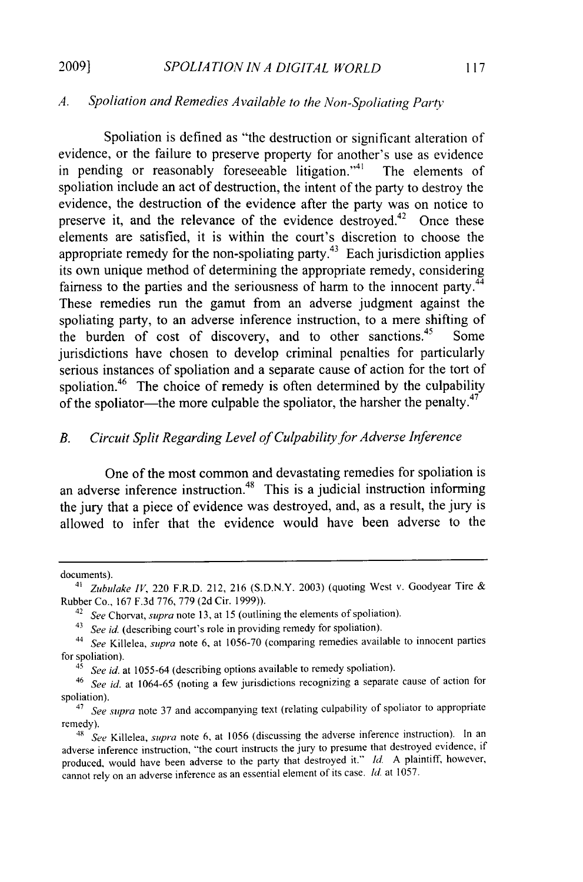### *A. Spoliation and Remedies Available to the Non-Spoliating Party*

Spoliation is defined as "the destruction or significant alteration of evidence, or the failure to preserve property for another's use as evidence in pending or reasonably foreseeable litigation."[41] The elements of spoliation include an act of destruction, the intent of the party to destroy the evidence, the destruction of the evidence after the party was on notice to preserve it, and the relevance of the evidence destroyed.[42] Once these elements are satisfied, it is within the court's discretion to choose the appropriate remedy for the non-spoliating party.[43] Each jurisdiction applies its own unique method of determining the appropriate remedy, considering fairness to the parties and the seriousness of harm to the innocent party.[44] These remedies run the gamut from an adverse judgment against the spoliating party, to an adverse inference instruction, to a mere shifting of the burden of cost of discovery, and to other sanctions.[45] Some jurisdictions have chosen to develop criminal penalties for particularly serious instances of spoliation and a separate cause of action for the tort of spoliation.[46] The choice of remedy is often determined by the culpability of the spoliator—the more culpable the spoliator, the harsher the penalty.[47]

### *B. Circuit Split Regarding Level of Culpability for Adverse Inference*

One of the most common and devastating remedies for spoliation is an adverse inference instruction.[48] This is a judicial instruction informing the jury that a piece of evidence was destroyed, and, as a result, the jury is allowed to infer that the evidence would have been adverse to the

---

documents).

[41] *Zubulake IV*, 220 F.R.D. 212, 216 (S.D.N.Y. 2003) (quoting West v. Goodyear Tire & Rubber Co., 167 F.3d 776, 779 (2d Cir. 1999)).

[42] *See* Chorvat, *supra* note 13, at 15 (outlining the elements of spoliation).

[43] *See id.* (describing court's role in providing remedy for spoliation).

[44] *See* Killelea, *supra* note 6, at 1056-70 (comparing remedies available to innocent parties for spoliation).

[45] *See id.* at 1055-64 (describing options available to remedy spoliation).

[46] *See id.* at 1064-65 (noting a few jurisdictions recognizing a separate cause of action for spoliation).

[47] *See supra* note 37 and accompanying text (relating culpability of spoliator to appropriate remedy).

[48] *See* Killelea, *supra* note 6, at 1056 (discussing the adverse inference instruction). In an adverse inference instruction, "the court instructs the jury to presume that destroyed evidence, if produced, would have been adverse to the party that destroyed it." *Id.* A plaintiff, however, cannot rely on an adverse inference as an essential element of its case. *Id.* at 1057.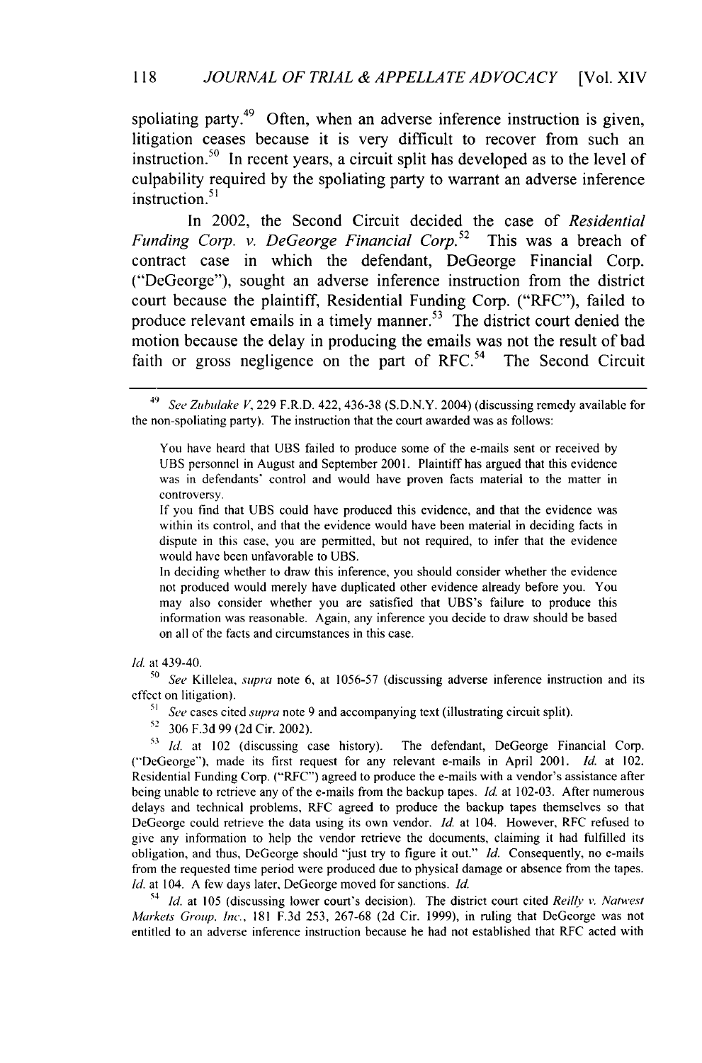spoliating party.[49] Often, when an adverse inference instruction is given, litigation ceases because it is very difficult to recover from such an instruction.[50] In recent years, a circuit split has developed as to the level of culpability required by the spoliating party to warrant an adverse inference instruction.[51]

In 2002, the Second Circuit decided the case of *Residential Funding Corp. v. DeGeorge Financial Corp.*[52] This was a breach of contract case in which the defendant, DeGeorge Financial Corp. ("DeGeorge"), sought an adverse inference instruction from the district court because the plaintiff, Residential Funding Corp. ("RFC"), failed to produce relevant emails in a timely manner.[53] The district court denied the motion because the delay in producing the emails was not the result of bad faith or gross negligence on the part of RFC.[54] The Second Circuit

---

[49] *See Zubulake V*, 229 F.R.D. 422, 436-38 (S.D.N.Y. 2004) (discussing remedy available for the non-spoliating party). The instruction that the court awarded was as follows:

> You have heard that UBS failed to produce some of the e-mails sent or received by UBS personnel in August and September 2001. Plaintiff has argued that this evidence was in defendants' control and would have proven facts material to the matter in controversy.
>
> If you find that UBS could have produced this evidence, and that the evidence was within its control, and that the evidence would have been material in deciding facts in dispute in this case, you are permitted, but not required, to infer that the evidence would have been unfavorable to UBS.
>
> In deciding whether to draw this inference, you should consider whether the evidence not produced would merely have duplicated other evidence already before you. You may also consider whether you are satisfied that UBS's failure to produce this information was reasonable. Again, any inference you decide to draw should be based on all of the facts and circumstances in this case.

*Id.* at 439-40.

[50] *See* Killelea, *supra* note 6, at 1056-57 (discussing adverse inference instruction and its effect on litigation).

[51] *See* cases cited *supra* note 9 and accompanying text (illustrating circuit split).

[52] 306 F.3d 99 (2d Cir. 2002).

[53] *Id.* at 102 (discussing case history). The defendant, DeGeorge Financial Corp. ("DeGeorge"), made its first request for any relevant e-mails in April 2001. *Id.* at 102. Residential Funding Corp. ("RFC") agreed to produce the e-mails with a vendor's assistance after being unable to retrieve any of the e-mails from the backup tapes. *Id.* at 102-03. After numerous delays and technical problems, RFC agreed to produce the backup tapes themselves so that DeGeorge could retrieve the data using its own vendor. *Id.* at 104. However, RFC refused to give any information to help the vendor retrieve the documents, claiming it had fulfilled its obligation, and thus, DeGeorge should "just try to figure it out." *Id.* Consequently, no e-mails from the requested time period were produced due to physical damage or absence from the tapes. *Id.* at 104. A few days later, DeGeorge moved for sanctions. *Id.*

[54] *Id.* at 105 (discussing lower court's decision). The district court cited *Reilly v. Natwest Markets Group, Inc.*, 181 F.3d 253, 267-68 (2d Cir. 1999), in ruling that DeGeorge was not entitled to an adverse inference instruction because he had not established that RFC acted with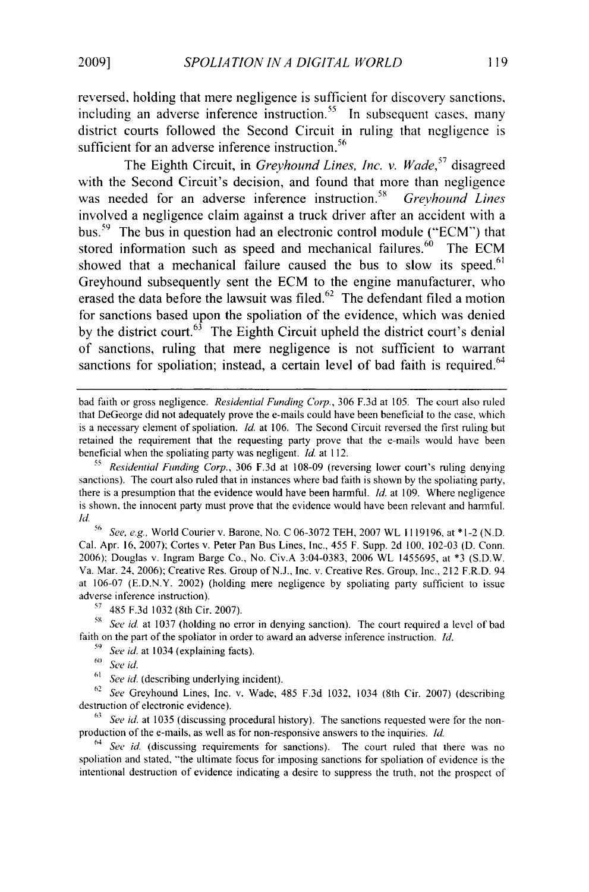reversed, holding that mere negligence is sufficient for discovery sanctions, including an adverse inference instruction.[55] In subsequent cases, many district courts followed the Second Circuit in ruling that negligence is sufficient for an adverse inference instruction.[56]

The Eighth Circuit, in *Greyhound Lines, Inc. v. Wade*,[57] disagreed with the Second Circuit's decision, and found that more than negligence was needed for an adverse inference instruction.[58] *Greyhound Lines* involved a negligence claim against a truck driver after an accident with a bus.[59] The bus in question had an electronic control module ("ECM") that stored information such as speed and mechanical failures.[60] The ECM showed that a mechanical failure caused the bus to slow its speed.[61] Greyhound subsequently sent the ECM to the engine manufacturer, who erased the data before the lawsuit was filed.[62] The defendant filed a motion for sanctions based upon the spoliation of the evidence, which was denied by the district court.[63] The Eighth Circuit upheld the district court's denial of sanctions, ruling that mere negligence is not sufficient to warrant sanctions for spoliation; instead, a certain level of bad faith is required.[64]

---

bad faith or gross negligence. *Residential Funding Corp.*, 306 F.3d at 105. The court also ruled that DeGeorge did not adequately prove the e-mails could have been beneficial to the case, which is a necessary element of spoliation. *Id.* at 106. The Second Circuit reversed the first ruling but retained the requirement that the requesting party prove that the e-mails would have been beneficial when the spoliating party was negligent. *Id.* at 112.

[55] *Residential Funding Corp.*, 306 F.3d at 108-09 (reversing lower court's ruling denying sanctions). The court also ruled that in instances where bad faith is shown by the spoliating party, there is a presumption that the evidence would have been harmful. *Id.* at 109. Where negligence is shown, the innocent party must prove that the evidence would have been relevant and harmful. *Id.*

[56] *See, e.g.*, World Courier v. Barone, No. C 06-3072 TEH, 2007 WL 1119196, at *1-2 (N.D. Cal. Apr. 16, 2007); Cortes v. Peter Pan Bus Lines, Inc., 455 F. Supp. 2d 100, 102-03 (D. Conn. 2006); Douglas v. Ingram Barge Co., No. Civ.A 3:04-0383, 2006 WL 1455695, at *3 (S.D.W. Va. Mar. 24, 2006); Creative Res. Group of N.J., Inc. v. Creative Res. Group, Inc., 212 F.R.D. 94 at 106-07 (E.D.N.Y. 2002) (holding mere negligence by spoliating party sufficient to issue adverse inference instruction).

[57] 485 F.3d 1032 (8th Cir. 2007).

[58] *See id.* at 1037 (holding no error in denying sanction). The court required a level of bad faith on the part of the spoliator in order to award an adverse inference instruction. *Id.*

[59] *See id.* at 1034 (explaining facts).

[60] *See id.*

[61] *See id.* (describing underlying incident).

[62] *See* Greyhound Lines, Inc. v. Wade, 485 F.3d 1032, 1034 (8th Cir. 2007) (describing destruction of electronic evidence).

[63] *See id.* at 1035 (discussing procedural history). The sanctions requested were for the non-production of the e-mails, as well as for non-responsive answers to the inquiries. *Id.*

[64] *See id.* (discussing requirements for sanctions). The court ruled that there was no spoliation and stated, "the ultimate focus for imposing sanctions for spoliation of evidence is the intentional destruction of evidence indicating a desire to suppress the truth, not the prospect of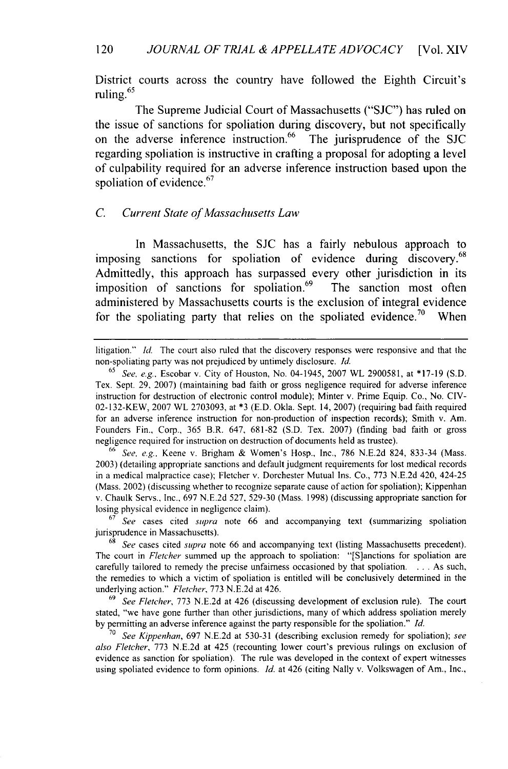District courts across the country have followed the Eighth Circuit's ruling.[65]

The Supreme Judicial Court of Massachusetts ("SJC") has ruled on the issue of sanctions for spoliation during discovery, but not specifically on the adverse inference instruction.[66] The jurisprudence of the SJC regarding spoliation is instructive in crafting a proposal for adopting a level of culpability required for an adverse inference instruction based upon the spoliation of evidence.[67]

### C. Current State of Massachusetts Law

In Massachusetts, the SJC has a fairly nebulous approach to imposing sanctions for spoliation of evidence during discovery.[68] Admittedly, this approach has surpassed every other jurisdiction in its imposition of sanctions for spoliation.[69] The sanction most often administered by Massachusetts courts is the exclusion of integral evidence for the spoliating party that relies on the spoliated evidence.[70] When

---

litigation." *Id.* The court also ruled that the discovery responses were responsive and that the non-spoliating party was not prejudiced by untimely disclosure. *Id.*

[65] *See, e.g.*, Escobar v. City of Houston, No. 04-1945, 2007 WL 2900581, at *17-19 (S.D. Tex. Sept. 29, 2007) (maintaining bad faith or gross negligence required for adverse inference instruction for destruction of electronic control module); Minter v. Prime Equip. Co., No. CIV-02-132-KEW, 2007 WL 2703093, at *3 (E.D. Okla. Sept. 14, 2007) (requiring bad faith required for an adverse inference instruction for non-production of inspection records); Smith v. Am. Founders Fin., Corp., 365 B.R. 647, 681-82 (S.D. Tex. 2007) (finding bad faith or gross negligence required for instruction on destruction of documents held as trustee).

[66] *See, e.g.*, Keene v. Brigham & Women's Hosp., Inc., 786 N.E.2d 824, 833-34 (Mass. 2003) (detailing appropriate sanctions and default judgment requirements for lost medical records in a medical malpractice case); Fletcher v. Dorchester Mutual Ins. Co., 773 N.E.2d 420, 424-25 (Mass. 2002) (discussing whether to recognize separate cause of action for spoliation); Kippenhan v. Chaulk Servs., Inc., 697 N.E.2d 527, 529-30 (Mass. 1998) (discussing appropriate sanction for losing physical evidence in negligence claim).

[67] *See* cases cited *supra* note 66 and accompanying text (summarizing spoliation jurisprudence in Massachusetts).

[68] *See* cases cited *supra* note 66 and accompanying text (listing Massachusetts precedent). The court in *Fletcher* summed up the approach to spoliation: "[S]anctions for spoliation are carefully tailored to remedy the precise unfairness occasioned by that spoliation. . . . As such, the remedies to which a victim of spoliation is entitled will be conclusively determined in the underlying action." *Fletcher*, 773 N.E.2d at 426.

[69] *See Fletcher*, 773 N.E.2d at 426 (discussing development of exclusion rule). The court stated, "we have gone further than other jurisdictions, many of which address spoliation merely by permitting an adverse inference against the party responsible for the spoliation." *Id.*

[70] *See Kippenhan*, 697 N.E.2d at 530-31 (describing exclusion remedy for spoliation); *see also Fletcher*, 773 N.E.2d at 425 (recounting lower court's previous rulings on exclusion of evidence as sanction for spoliation). The rule was developed in the context of expert witnesses using spoliated evidence to form opinions. *Id.* at 426 (citing Nally v. Volkswagen of Am., Inc.,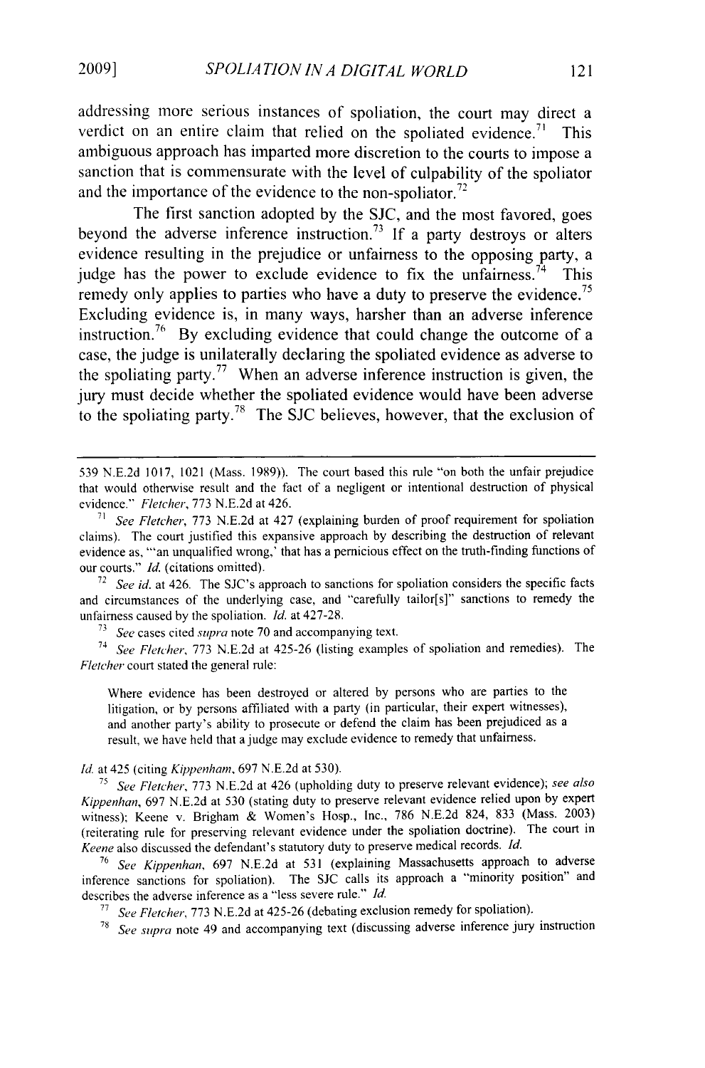addressing more serious instances of spoliation, the court may direct a verdict on an entire claim that relied on the spoliated evidence.[71] This ambiguous approach has imparted more discretion to the courts to impose a sanction that is commensurate with the level of culpability of the spoliator and the importance of the evidence to the non-spoliator.[72]

The first sanction adopted by the SJC, and the most favored, goes beyond the adverse inference instruction.[73] If a party destroys or alters evidence resulting in the prejudice or unfairness to the opposing party, a judge has the power to exclude evidence to fix the unfairness.[74] This remedy only applies to parties who have a duty to preserve the evidence.[75] Excluding evidence is, in many ways, harsher than an adverse inference instruction.[76] By excluding evidence that could change the outcome of a case, the judge is unilaterally declaring the spoliated evidence as adverse to the spoliating party.[77] When an adverse inference instruction is given, the jury must decide whether the spoliated evidence would have been adverse to the spoliating party.[78] The SJC believes, however, that the exclusion of

---

539 N.E.2d 1017, 1021 (Mass. 1989)). The court based this rule "on both the unfair prejudice that would otherwise result and the fact of a negligent or intentional destruction of physical evidence." *Fletcher*, 773 N.E.2d at 426.

[71] *See Fletcher*, 773 N.E.2d at 427 (explaining burden of proof requirement for spoliation claims). The court justified this expansive approach by describing the destruction of relevant evidence as, "'an unqualified wrong,' that has a pernicious effect on the truth-finding functions of our courts." *Id.* (citations omitted).

[72] *See id.* at 426. The SJC's approach to sanctions for spoliation considers the specific facts and circumstances of the underlying case, and "carefully tailor[s]" sanctions to remedy the unfairness caused by the spoliation. *Id.* at 427-28.

[73] *See* cases cited *supra* note 70 and accompanying text.

[74] *See Fletcher*, 773 N.E.2d at 425-26 (listing examples of spoliation and remedies). The *Fletcher* court stated the general rule:

> Where evidence has been destroyed or altered by persons who are parties to the litigation, or by persons affiliated with a party (in particular, their expert witnesses), and another party's ability to prosecute or defend the claim has been prejudiced as a result, we have held that a judge may exclude evidence to remedy that unfairness.

*Id.* at 425 (citing *Kippenham*, 697 N.E.2d at 530).

[75] *See Fletcher*, 773 N.E.2d at 426 (upholding duty to preserve relevant evidence); *see also Kippenhan*, 697 N.E.2d at 530 (stating duty to preserve relevant evidence relied upon by expert witness); Keene v. Brigham & Women's Hosp., Inc., 786 N.E.2d 824, 833 (Mass. 2003) (reiterating rule for preserving relevant evidence under the spoliation doctrine). The court in *Keene* also discussed the defendant's statutory duty to preserve medical records. *Id.*

[76] *See Kippenhan*, 697 N.E.2d at 531 (explaining Massachusetts approach to adverse inference sanctions for spoliation). The SJC calls its approach a "minority position" and describes the adverse inference as a "less severe rule." *Id.*

[77] *See Fletcher*, 773 N.E.2d at 425-26 (debating exclusion remedy for spoliation).

[78] *See supra* note 49 and accompanying text (discussing adverse inference jury instruction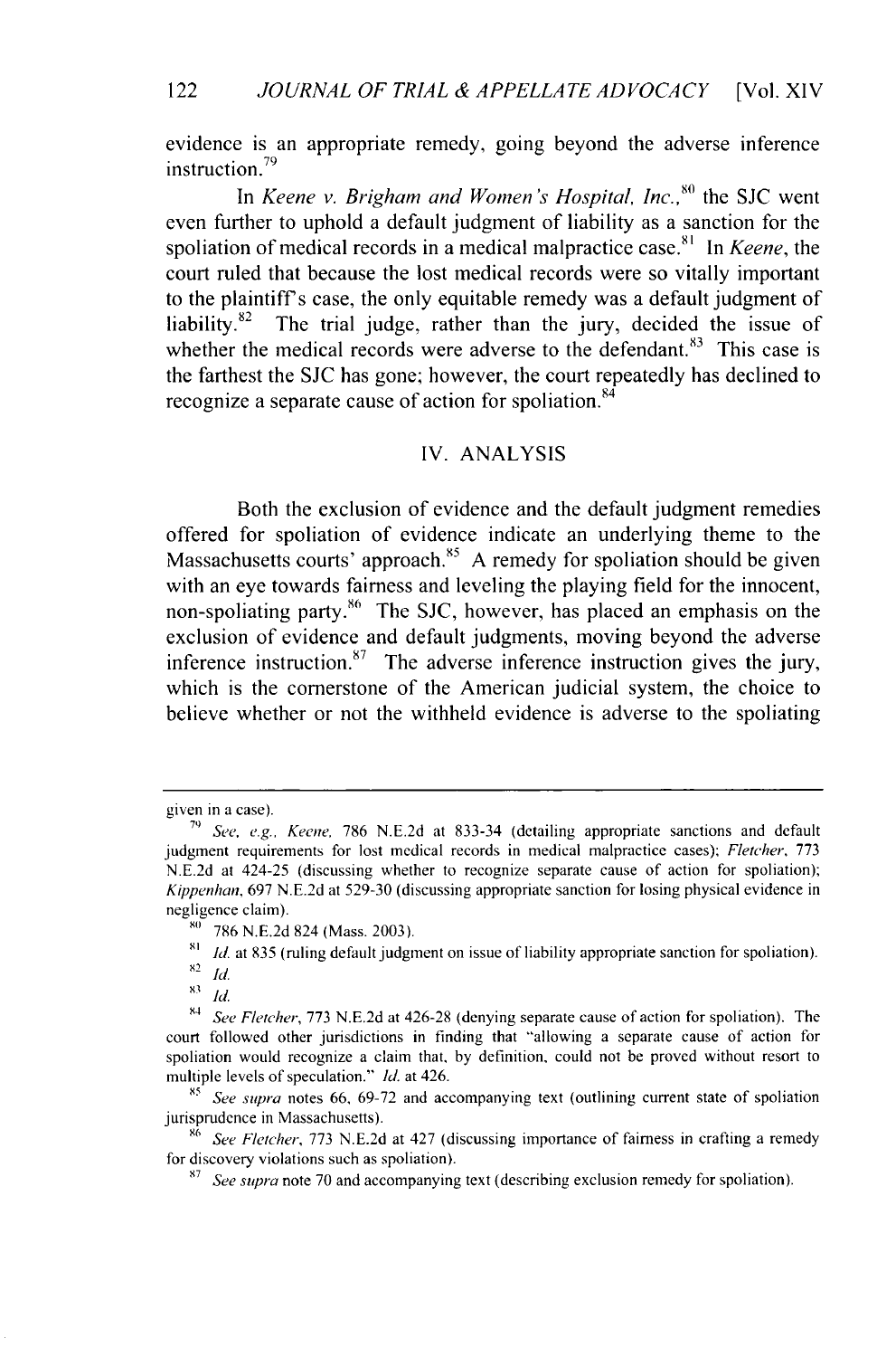evidence is an appropriate remedy, going beyond the adverse inference instruction.[79]

In *Keene v. Brigham and Women's Hospital, Inc.*,[80] the SJC went even further to uphold a default judgment of liability as a sanction for the spoliation of medical records in a medical malpractice case.[81] In *Keene*, the court ruled that because the lost medical records were so vitally important to the plaintiff's case, the only equitable remedy was a default judgment of liability.[82] The trial judge, rather than the jury, decided the issue of whether the medical records were adverse to the defendant.[83] This case is the farthest the SJC has gone; however, the court repeatedly has declined to recognize a separate cause of action for spoliation.[84]

## IV. ANALYSIS

Both the exclusion of evidence and the default judgment remedies offered for spoliation of evidence indicate an underlying theme to the Massachusetts courts' approach.[85] A remedy for spoliation should be given with an eye towards fairness and leveling the playing field for the innocent, non-spoliating party.[86] The SJC, however, has placed an emphasis on the exclusion of evidence and default judgments, moving beyond the adverse inference instruction.[87] The adverse inference instruction gives the jury, which is the cornerstone of the American judicial system, the choice to believe whether or not the withheld evidence is adverse to the spoliating

---

given in a case).

[79] *See, e.g.*, *Keene*, 786 N.E.2d at 833-34 (detailing appropriate sanctions and default judgment requirements for lost medical records in medical malpractice cases); *Fletcher*, 773 N.E.2d at 424-25 (discussing whether to recognize separate cause of action for spoliation); *Kippenhan*, 697 N.E.2d at 529-30 (discussing appropriate sanction for losing physical evidence in negligence claim).

[80] 786 N.E.2d 824 (Mass. 2003).

[81] *Id.* at 835 (ruling default judgment on issue of liability appropriate sanction for spoliation).

[82] *Id.*

[83] *Id.*

[84] *See Fletcher*, 773 N.E.2d at 426-28 (denying separate cause of action for spoliation). The court followed other jurisdictions in finding that "allowing a separate cause of action for spoliation would recognize a claim that, by definition, could not be proved without resort to multiple levels of speculation." *Id.* at 426.

[85] *See supra* notes 66, 69-72 and accompanying text (outlining current state of spoliation jurisprudence in Massachusetts).

[86] *See Fletcher*, 773 N.E.2d at 427 (discussing importance of fairness in crafting a remedy for discovery violations such as spoliation).

[87] *See supra* note 70 and accompanying text (describing exclusion remedy for spoliation).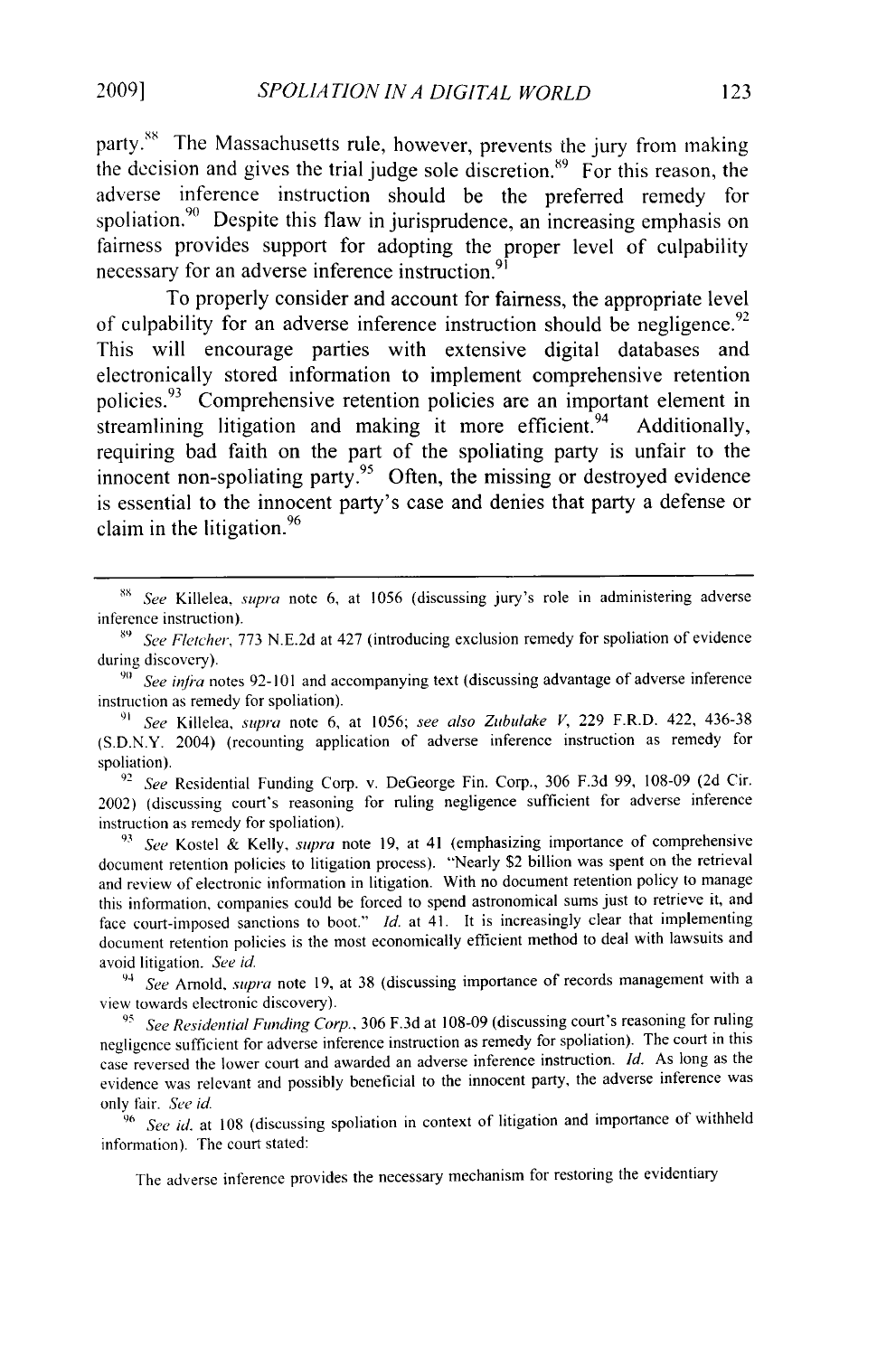party.[88] The Massachusetts rule, however, prevents the jury from making the decision and gives the trial judge sole discretion.[89] For this reason, the adverse inference instruction should be the preferred remedy for spoliation.[90] Despite this flaw in jurisprudence, an increasing emphasis on fairness provides support for adopting the proper level of culpability necessary for an adverse inference instruction.[91]

To properly consider and account for fairness, the appropriate level of culpability for an adverse inference instruction should be negligence.[92] This will encourage parties with extensive digital databases and electronically stored information to implement comprehensive retention policies.[93] Comprehensive retention policies are an important element in streamlining litigation and making it more efficient.[94] Additionally, requiring bad faith on the part of the spoliating party is unfair to the innocent non-spoliating party.[95] Often, the missing or destroyed evidence is essential to the innocent party's case and denies that party a defense or claim in the litigation.[96]

---

[88] *See* Killelea, *supra* note 6, at 1056 (discussing jury's role in administering adverse inference instruction).

[89] *See Fletcher*, 773 N.E.2d at 427 (introducing exclusion remedy for spoliation of evidence during discovery).

[90] *See infra* notes 92-101 and accompanying text (discussing advantage of adverse inference instruction as remedy for spoliation).

[91] *See* Killelea, *supra* note 6, at 1056; *see also Zubulake V*, 229 F.R.D. 422, 436-38 (S.D.N.Y. 2004) (recounting application of adverse inference instruction as remedy for spoliation).

[92] *See* Residential Funding Corp. v. DeGeorge Fin. Corp., 306 F.3d 99, 108-09 (2d Cir. 2002) (discussing court's reasoning for ruling negligence sufficient for adverse inference instruction as remedy for spoliation).

[93] *See* Kostel & Kelly, *supra* note 19, at 41 (emphasizing importance of comprehensive document retention policies to litigation process). "Nearly $2 billion was spent on the retrieval and review of electronic information in litigation. With no document retention policy to manage this information, companies could be forced to spend astronomical sums just to retrieve it, and face court-imposed sanctions to boot." *Id.* at 41. It is increasingly clear that implementing document retention policies is the most economically efficient method to deal with lawsuits and avoid litigation. *See id.*

[94] *See* Arnold, *supra* note 19, at 38 (discussing importance of records management with a view towards electronic discovery).

[95] *See Residential Funding Corp.*, 306 F.3d at 108-09 (discussing court's reasoning for ruling negligence sufficient for adverse inference instruction as remedy for spoliation). The court in this case reversed the lower court and awarded an adverse inference instruction. *Id.* As long as the evidence was relevant and possibly beneficial to the innocent party, the adverse inference was only fair. *See id.*

[96] *See id.* at 108 (discussing spoliation in context of litigation and importance of withheld information). The court stated:

> The adverse inference provides the necessary mechanism for restoring the evidentiary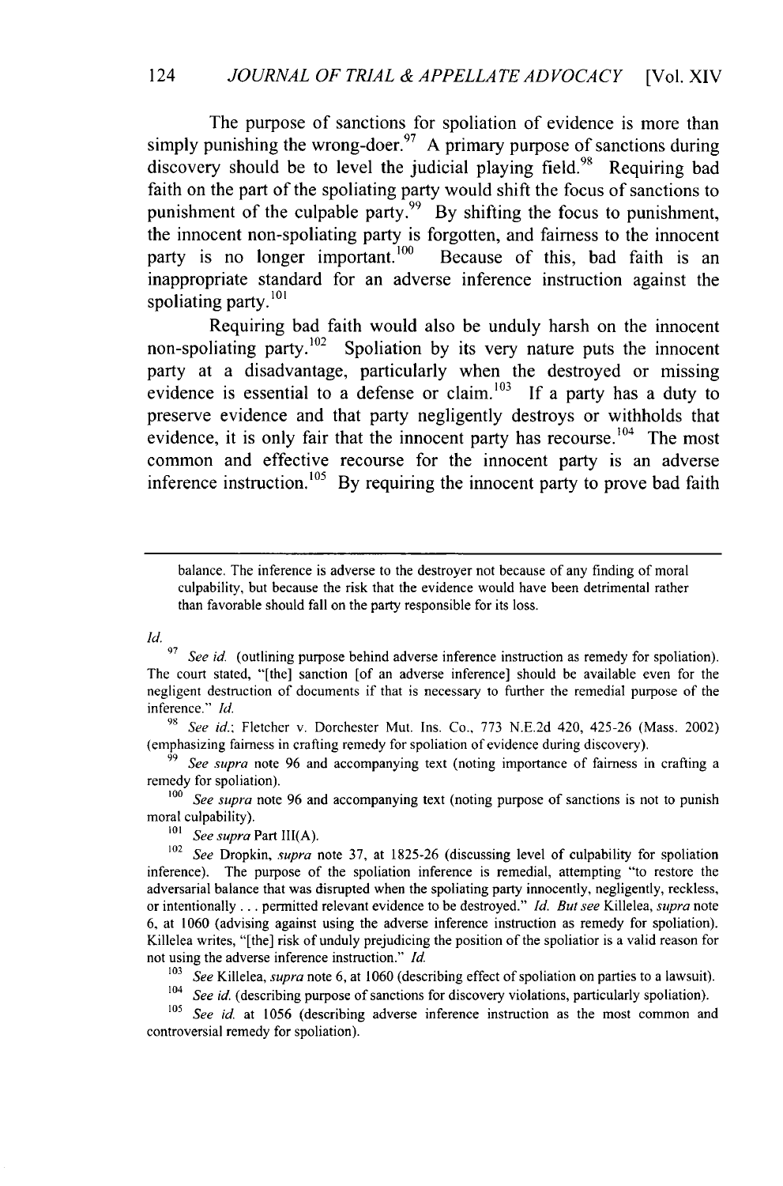The purpose of sanctions for spoliation of evidence is more than simply punishing the wrong-doer.[97] A primary purpose of sanctions during discovery should be to level the judicial playing field.[98] Requiring bad faith on the part of the spoliating party would shift the focus of sanctions to punishment of the culpable party.[99] By shifting the focus to punishment, the innocent non-spoliating party is forgotten, and fairness to the innocent party is no longer important.[100] Because of this, bad faith is an inappropriate standard for an adverse inference instruction against the spoliating party.[101]

Requiring bad faith would also be unduly harsh on the innocent non-spoliating party.[102] Spoliation by its very nature puts the innocent party at a disadvantage, particularly when the destroyed or missing evidence is essential to a defense or claim.[103] If a party has a duty to preserve evidence and that party negligently destroys or withholds that evidence, it is only fair that the innocent party has recourse.[104] The most common and effective recourse for the innocent party is an adverse inference instruction.[105] By requiring the innocent party to prove bad faith

---

balance. The inference is adverse to the destroyer not because of any finding of moral culpability, but because the risk that the evidence would have been detrimental rather than favorable should fall on the party responsible for its loss.

*Id.*

[97] *See id.* (outlining purpose behind adverse inference instruction as remedy for spoliation). The court stated, "[the] sanction [of an adverse inference] should be available even for the negligent destruction of documents if that is necessary to further the remedial purpose of the inference." *Id.*

[98] *See id.*; Fletcher v. Dorchester Mut. Ins. Co., 773 N.E.2d 420, 425-26 (Mass. 2002) (emphasizing fairness in crafting remedy for spoliation of evidence during discovery).

[99] *See supra* note 96 and accompanying text (noting importance of fairness in crafting a remedy for spoliation).

[100] *See supra* note 96 and accompanying text (noting purpose of sanctions is not to punish moral culpability).

[101] *See supra* Part III(A).

[102] *See* Dropkin, *supra* note 37, at 1825-26 (discussing level of culpability for spoliation inference). The purpose of the spoliation inference is remedial, attempting "to restore the adversarial balance that was disrupted when the spoliating party innocently, negligently, reckless, or intentionally . . . permitted relevant evidence to be destroyed." *Id.* *But see* Killelea, *supra* note 6, at 1060 (advising against using the adverse inference instruction as remedy for spoliation). Killelea writes, "[the] risk of unduly prejudicing the position of the spoliatior is a valid reason for not using the adverse inference instruction." *Id.*

[103] *See* Killelea, *supra* note 6, at 1060 (describing effect of spoliation on parties to a lawsuit).

[104] *See id.* (describing purpose of sanctions for discovery violations, particularly spoliation).

[105] *See id.* at 1056 (describing adverse inference instruction as the most common and controversial remedy for spoliation).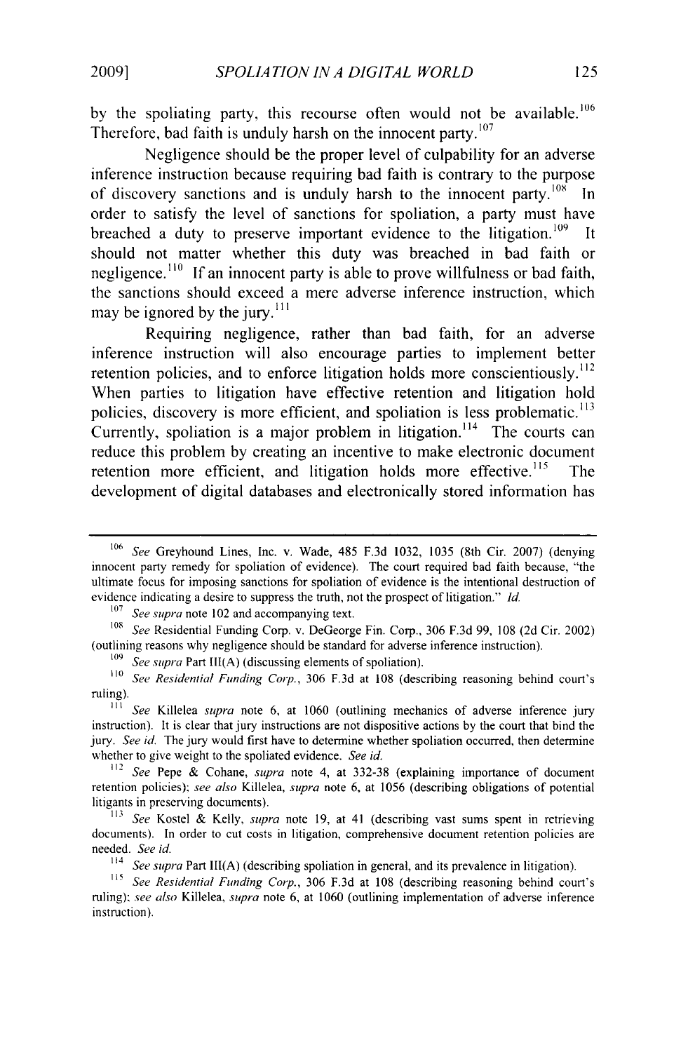by the spoliating party, this recourse often would not be available.[106] Therefore, bad faith is unduly harsh on the innocent party.[107]

Negligence should be the proper level of culpability for an adverse inference instruction because requiring bad faith is contrary to the purpose of discovery sanctions and is unduly harsh to the innocent party.[108] In order to satisfy the level of sanctions for spoliation, a party must have breached a duty to preserve important evidence to the litigation.[109] It should not matter whether this duty was breached in bad faith or negligence.[110] If an innocent party is able to prove willfulness or bad faith, the sanctions should exceed a mere adverse inference instruction, which may be ignored by the jury.[111]

Requiring negligence, rather than bad faith, for an adverse inference instruction will also encourage parties to implement better retention policies, and to enforce litigation holds more conscientiously.[112] When parties to litigation have effective retention and litigation hold policies, discovery is more efficient, and spoliation is less problematic.[113] Currently, spoliation is a major problem in litigation.[114] The courts can reduce this problem by creating an incentive to make electronic document retention more efficient, and litigation holds more effective.[115] The development of digital databases and electronically stored information has

---

[106] *See* Greyhound Lines, Inc. v. Wade, 485 F.3d 1032, 1035 (8th Cir. 2007) (denying innocent party remedy for spoliation of evidence). The court required bad faith because, "the ultimate focus for imposing sanctions for spoliation of evidence is the intentional destruction of evidence indicating a desire to suppress the truth, not the prospect of litigation." *Id.*

[107] *See supra* note 102 and accompanying text.

[108] *See* Residential Funding Corp. v. DeGeorge Fin. Corp., 306 F.3d 99, 108 (2d Cir. 2002) (outlining reasons why negligence should be standard for adverse inference instruction).

[109] *See supra* Part III(A) (discussing elements of spoliation).

[110] *See Residential Funding Corp.*, 306 F.3d at 108 (describing reasoning behind court's ruling).

[111] *See* Killelea *supra* note 6, at 1060 (outlining mechanics of adverse inference jury instruction). It is clear that jury instructions are not dispositive actions by the court that bind the jury. *See id.* The jury would first have to determine whether spoliation occurred, then determine whether to give weight to the spoliated evidence. *See id.*

[112] *See* Pepe & Cohane, *supra* note 4, at 332-38 (explaining importance of document retention policies); *see also* Killelea, *supra* note 6, at 1056 (describing obligations of potential litigants in preserving documents).

[113] *See* Kostel & Kelly, *supra* note 19, at 41 (describing vast sums spent in retrieving documents). In order to cut costs in litigation, comprehensive document retention policies are needed. *See id.*

[114] *See supra* Part III(A) (describing spoliation in general, and its prevalence in litigation).

[115] *See Residential Funding Corp.*, 306 F.3d at 108 (describing reasoning behind court's ruling); *see also* Killelea, *supra* note 6, at 1060 (outlining implementation of adverse inference instruction).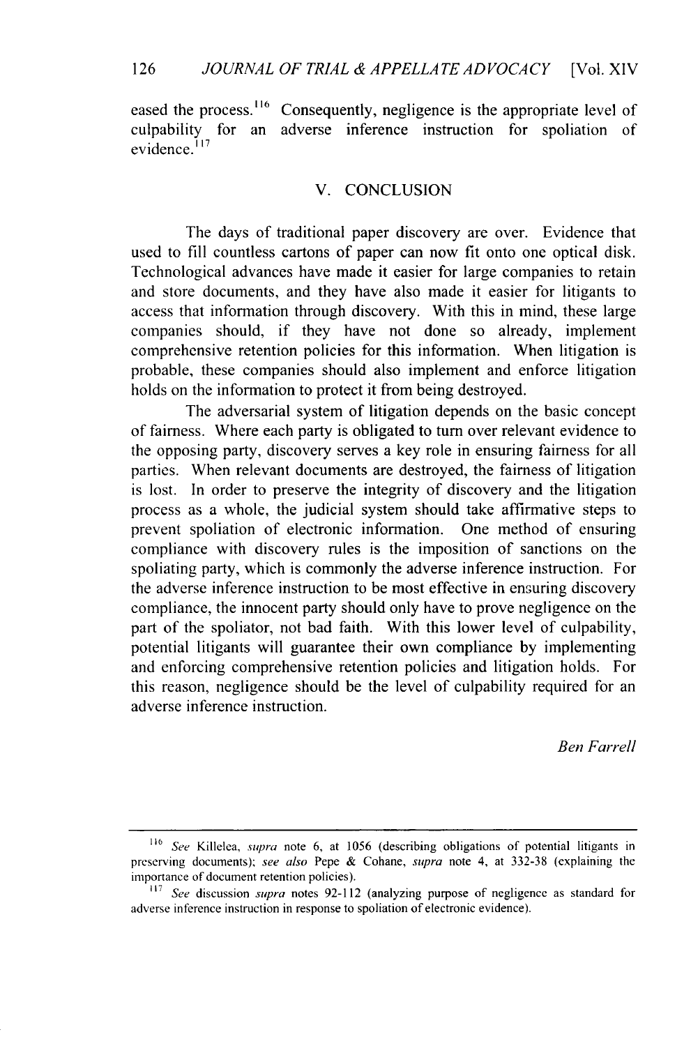eased the process.[116] Consequently, negligence is the appropriate level of culpability for an adverse inference instruction for spoliation of evidence.[117]

## V. CONCLUSION

The days of traditional paper discovery are over. Evidence that used to fill countless cartons of paper can now fit onto one optical disk. Technological advances have made it easier for large companies to retain and store documents, and they have also made it easier for litigants to access that information through discovery. With this in mind, these large companies should, if they have not done so already, implement comprehensive retention policies for this information. When litigation is probable, these companies should also implement and enforce litigation holds on the information to protect it from being destroyed.

The adversarial system of litigation depends on the basic concept of fairness. Where each party is obligated to turn over relevant evidence to the opposing party, discovery serves a key role in ensuring fairness for all parties. When relevant documents are destroyed, the fairness of litigation is lost. In order to preserve the integrity of discovery and the litigation process as a whole, the judicial system should take affirmative steps to prevent spoliation of electronic information. One method of ensuring compliance with discovery rules is the imposition of sanctions on the spoliating party, which is commonly the adverse inference instruction. For the adverse inference instruction to be most effective in ensuring discovery compliance, the innocent party should only have to prove negligence on the part of the spoliator, not bad faith. With this lower level of culpability, potential litigants will guarantee their own compliance by implementing and enforcing comprehensive retention policies and litigation holds. For this reason, negligence should be the level of culpability required for an adverse inference instruction.

*Ben Farrell*

---

[116] *See* Killelea, *supra* note 6, at 1056 (describing obligations of potential litigants in preserving documents); *see also* Pepe & Cohane, *supra* note 4, at 332-38 (explaining the importance of document retention policies).

[117] *See* discussion *supra* notes 92-112 (analyzing purpose of negligence as standard for adverse inference instruction in response to spoliation of electronic evidence).